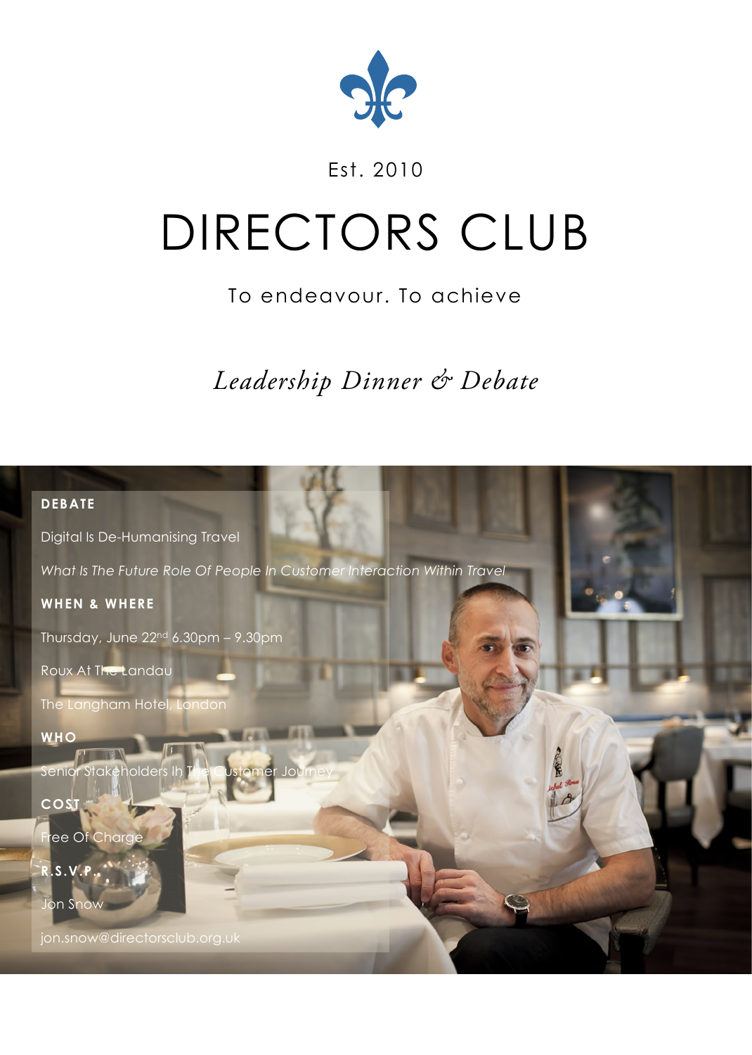Est. 2010

# DIRECTORS CLUB

To endeavour. To achieve

*Leadership Dinner & Debate*

**DEBATE**

Digital Is De-Humanising Travel

*What Is The Future Role Of People In Customer Interaction Within Travel*

**WHEN & WHERE**

Thursday, June 22nd 6.30pm – 9.30pm

Roux At The Landau

The Langham Hotel, London

**WHO**

Senior Stakeholders In The Customer Journey

**COST**

Free Of Charge

**R.S.V.P.**

Jon Snow

jon.snow@directorsclub.org.uk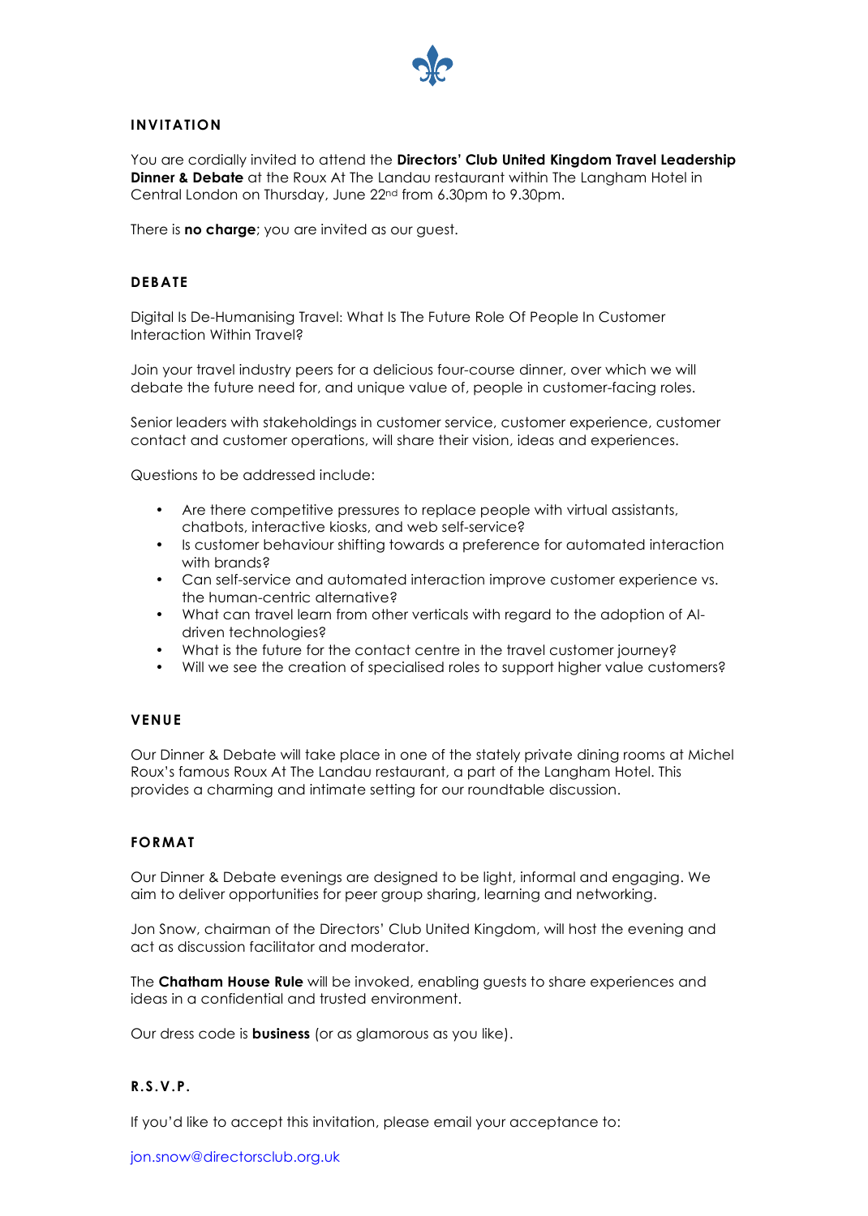## INVITATION

You are cordially invited to attend the **Directors' Club United Kingdom Travel Leadership Dinner & Debate** at the Roux At The Landau restaurant within The Langham Hotel in Central London on Thursday, June 22nd from 6.30pm to 9.30pm.

There is **no charge**; you are invited as our guest.

## DEBATE

Digital Is De-Humanising Travel: What Is The Future Role Of People In Customer Interaction Within Travel?

Join your travel industry peers for a delicious four-course dinner, over which we will debate the future need for, and unique value of, people in customer-facing roles.

Senior leaders with stakeholdings in customer service, customer experience, customer contact and customer operations, will share their vision, ideas and experiences.

Questions to be addressed include:

- Are there competitive pressures to replace people with virtual assistants, chatbots, interactive kiosks, and web self-service?
- Is customer behaviour shifting towards a preference for automated interaction with brands?
- Can self-service and automated interaction improve customer experience vs. the human-centric alternative?
- What can travel learn from other verticals with regard to the adoption of AI-driven technologies?
- What is the future for the contact centre in the travel customer journey?
- Will we see the creation of specialised roles to support higher value customers?

## VENUE

Our Dinner & Debate will take place in one of the stately private dining rooms at Michel Roux's famous Roux At The Landau restaurant, a part of the Langham Hotel. This provides a charming and intimate setting for our roundtable discussion.

## FORMAT

Our Dinner & Debate evenings are designed to be light, informal and engaging. We aim to deliver opportunities for peer group sharing, learning and networking.

Jon Snow, chairman of the Directors' Club United Kingdom, will host the evening and act as discussion facilitator and moderator.

The **Chatham House Rule** will be invoked, enabling guests to share experiences and ideas in a confidential and trusted environment.

Our dress code is **business** (or as glamorous as you like).

## R.S.V.P.

If you'd like to accept this invitation, please email your acceptance to:

jon.snow@directorsclub.org.uk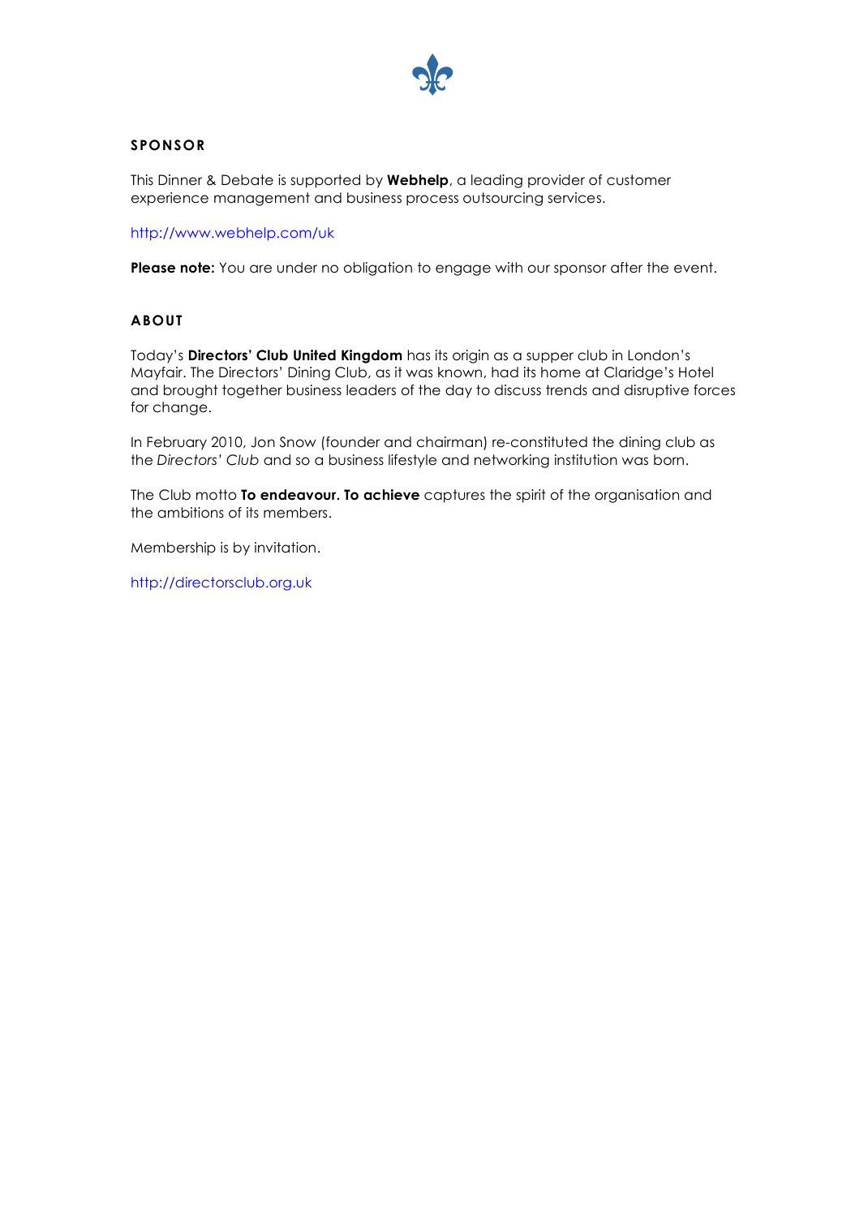## SPONSOR

This Dinner & Debate is supported by **Webhelp**, a leading provider of customer experience management and business process outsourcing services.

http://www.webhelp.com/uk

**Please note:** You are under no obligation to engage with our sponsor after the event.

## ABOUT

Today's **Directors' Club United Kingdom** has its origin as a supper club in London's Mayfair. The Directors' Dining Club, as it was known, had its home at Claridge's Hotel and brought together business leaders of the day to discuss trends and disruptive forces for change.

In February 2010, Jon Snow (founder and chairman) re-constituted the dining club as the *Directors' Club* and so a business lifestyle and networking institution was born.

The Club motto **To endeavour. To achieve** captures the spirit of the organisation and the ambitions of its members.

Membership is by invitation.

http://directorsclub.org.uk